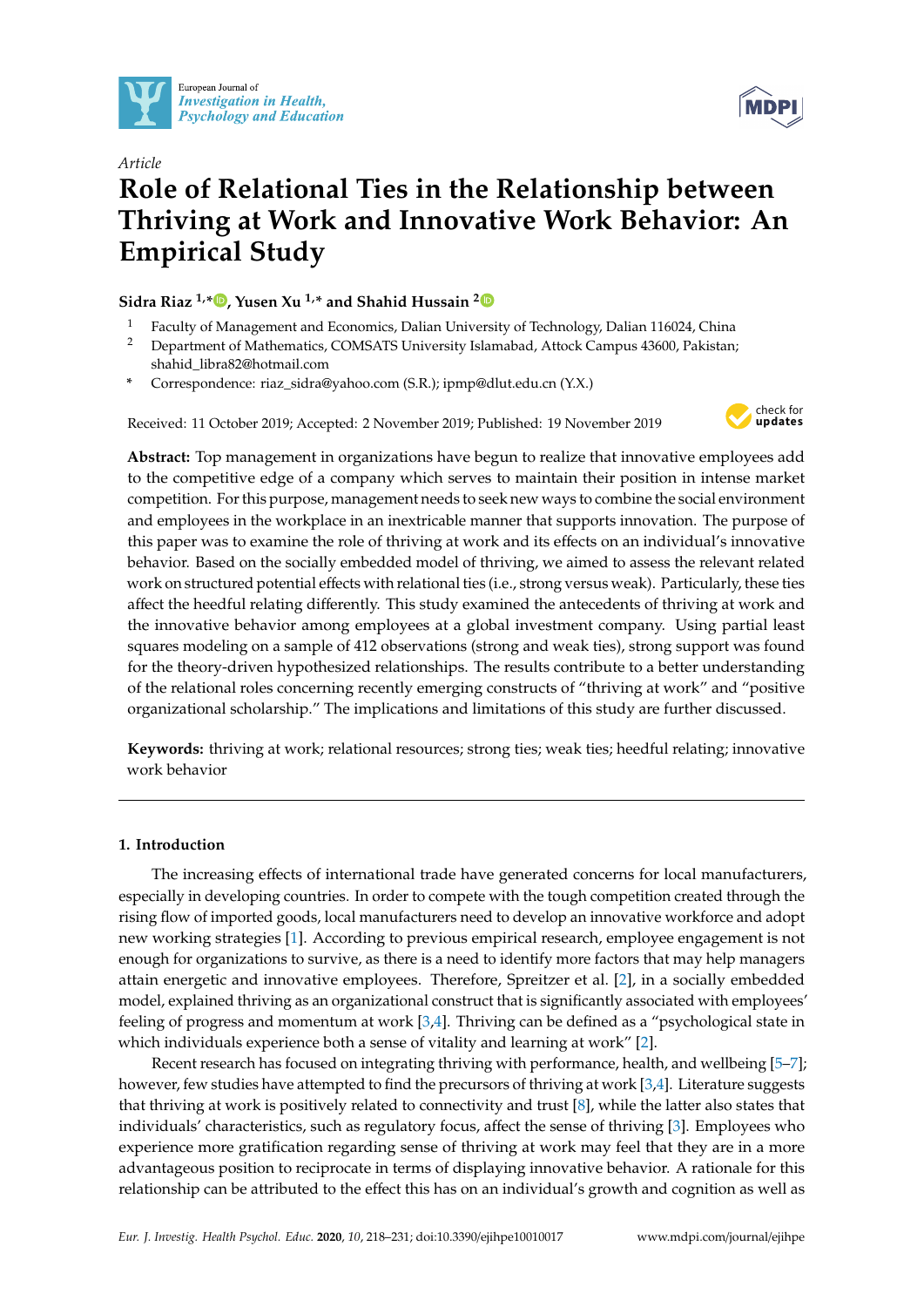European Journal of *Investigation in Health, Psychology and Education*

*Article*

# Role of Relational Ties in the Relationship between Thriving at Work and Innovative Work Behavior: An Empirical Study

**Sidra Riaz [1,*], Yusen Xu [1,*] and Shahid Hussain [2]**

[1] Faculty of Management and Economics, Dalian University of Technology, Dalian 116024, China

[2] Department of Mathematics, COMSATS University Islamabad, Attock Campus 43600, Pakistan; shahid_libra82@hotmail.com

\* Correspondence: riaz_sidra@yahoo.com (S.R.); ipmp@dlut.edu.cn (Y.X.)

Received: 11 October 2019; Accepted: 2 November 2019; Published: 19 November 2019

**Abstract:** Top management in organizations have begun to realize that innovative employees add to the competitive edge of a company which serves to maintain their position in intense market competition. For this purpose, management needs to seek new ways to combine the social environment and employees in the workplace in an inextricable manner that supports innovation. The purpose of this paper was to examine the role of thriving at work and its effects on an individual's innovative behavior. Based on the socially embedded model of thriving, we aimed to assess the relevant related work on structured potential effects with relational ties (i.e., strong versus weak). Particularly, these ties affect the heedful relating differently. This study examined the antecedents of thriving at work and the innovative behavior among employees at a global investment company. Using partial least squares modeling on a sample of 412 observations (strong and weak ties), strong support was found for the theory-driven hypothesized relationships. The results contribute to a better understanding of the relational roles concerning recently emerging constructs of "thriving at work" and "positive organizational scholarship." The implications and limitations of this study are further discussed.

**Keywords:** thriving at work; relational resources; strong ties; weak ties; heedful relating; innovative work behavior

## 1. Introduction

The increasing effects of international trade have generated concerns for local manufacturers, especially in developing countries. In order to compete with the tough competition created through the rising flow of imported goods, local manufacturers need to develop an innovative workforce and adopt new working strategies [1]. According to previous empirical research, employee engagement is not enough for organizations to survive, as there is a need to identify more factors that may help managers attain energetic and innovative employees. Therefore, Spreitzer et al. [2], in a socially embedded model, explained thriving as an organizational construct that is significantly associated with employees' feeling of progress and momentum at work [3,4]. Thriving can be defined as a "psychological state in which individuals experience both a sense of vitality and learning at work" [2].

Recent research has focused on integrating thriving with performance, health, and wellbeing [5–7]; however, few studies have attempted to find the precursors of thriving at work [3,4]. Literature suggests that thriving at work is positively related to connectivity and trust [8], while the latter also states that individuals' characteristics, such as regulatory focus, affect the sense of thriving [3]. Employees who experience more gratification regarding sense of thriving at work may feel that they are in a more advantageous position to reciprocate in terms of displaying innovative behavior. A rationale for this relationship can be attributed to the effect this has on an individual's growth and cognition as well as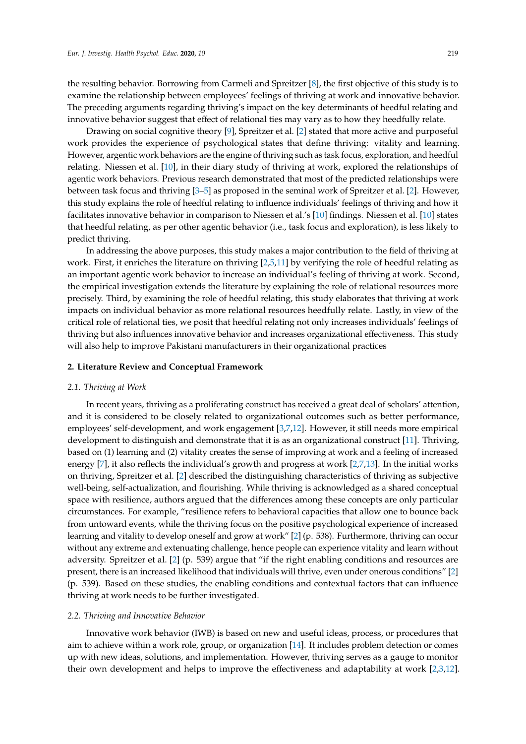the resulting behavior. Borrowing from Carmeli and Spreitzer [8], the first objective of this study is to examine the relationship between employees' feelings of thriving at work and innovative behavior. The preceding arguments regarding thriving's impact on the key determinants of heedful relating and innovative behavior suggest that effect of relational ties may vary as to how they heedfully relate.

Drawing on social cognitive theory [9], Spreitzer et al. [2] stated that more active and purposeful work provides the experience of psychological states that define thriving: vitality and learning. However, argentic work behaviors are the engine of thriving such as task focus, exploration, and heedful relating. Niessen et al. [10], in their diary study of thriving at work, explored the relationships of agentic work behaviors. Previous research demonstrated that most of the predicted relationships were between task focus and thriving [3–5] as proposed in the seminal work of Spreitzer et al. [2]. However, this study explains the role of heedful relating to influence individuals' feelings of thriving and how it facilitates innovative behavior in comparison to Niessen et al.'s [10] findings. Niessen et al. [10] states that heedful relating, as per other agentic behavior (i.e., task focus and exploration), is less likely to predict thriving.

In addressing the above purposes, this study makes a major contribution to the field of thriving at work. First, it enriches the literature on thriving [2,5,11] by verifying the role of heedful relating as an important agentic work behavior to increase an individual's feeling of thriving at work. Second, the empirical investigation extends the literature by explaining the role of relational resources more precisely. Third, by examining the role of heedful relating, this study elaborates that thriving at work impacts on individual behavior as more relational resources heedfully relate. Lastly, in view of the critical role of relational ties, we posit that heedful relating not only increases individuals' feelings of thriving but also influences innovative behavior and increases organizational effectiveness. This study will also help to improve Pakistani manufacturers in their organizational practices

## 2. Literature Review and Conceptual Framework

### 2.1. Thriving at Work

In recent years, thriving as a proliferating construct has received a great deal of scholars' attention, and it is considered to be closely related to organizational outcomes such as better performance, employees' self-development, and work engagement [3,7,12]. However, it still needs more empirical development to distinguish and demonstrate that it is as an organizational construct [11]. Thriving, based on (1) learning and (2) vitality creates the sense of improving at work and a feeling of increased energy [7], it also reflects the individual's growth and progress at work [2,7,13]. In the initial works on thriving, Spreitzer et al. [2] described the distinguishing characteristics of thriving as subjective well-being, self-actualization, and flourishing. While thriving is acknowledged as a shared conceptual space with resilience, authors argued that the differences among these concepts are only particular circumstances. For example, "resilience refers to behavioral capacities that allow one to bounce back from untoward events, while the thriving focus on the positive psychological experience of increased learning and vitality to develop oneself and grow at work" [2] (p. 538). Furthermore, thriving can occur without any extreme and extenuating challenge, hence people can experience vitality and learn without adversity. Spreitzer et al. [2] (p. 539) argue that "if the right enabling conditions and resources are present, there is an increased likelihood that individuals will thrive, even under onerous conditions" [2] (p. 539). Based on these studies, the enabling conditions and contextual factors that can influence thriving at work needs to be further investigated.

### 2.2. Thriving and Innovative Behavior

Innovative work behavior (IWB) is based on new and useful ideas, process, or procedures that aim to achieve within a work role, group, or organization [14]. It includes problem detection or comes up with new ideas, solutions, and implementation. However, thriving serves as a gauge to monitor their own development and helps to improve the effectiveness and adaptability at work [2,3,12].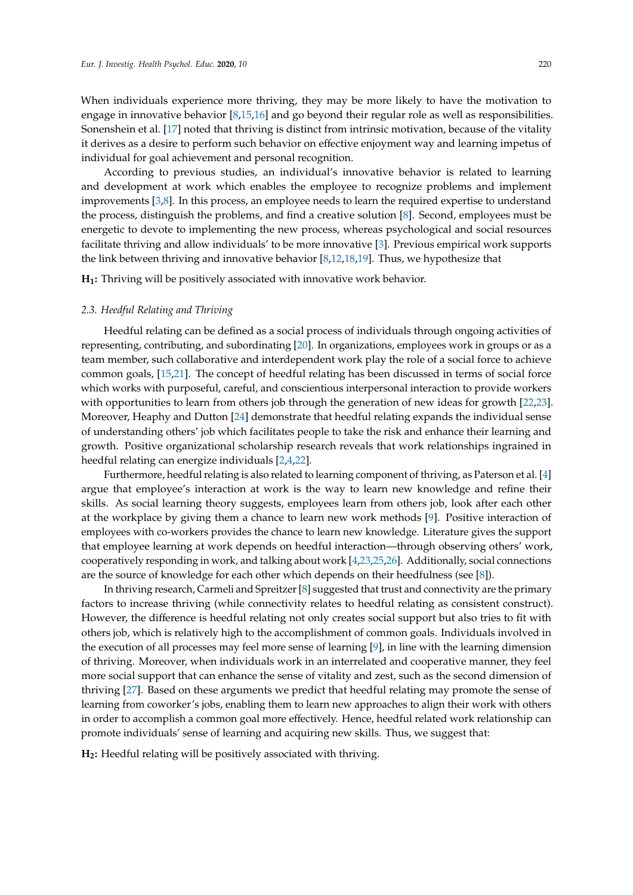When individuals experience more thriving, they may be more likely to have the motivation to engage in innovative behavior [8,15,16] and go beyond their regular role as well as responsibilities. Sonenshein et al. [17] noted that thriving is distinct from intrinsic motivation, because of the vitality it derives as a desire to perform such behavior on effective enjoyment way and learning impetus of individual for goal achievement and personal recognition.

According to previous studies, an individual's innovative behavior is related to learning and development at work which enables the employee to recognize problems and implement improvements [3,8]. In this process, an employee needs to learn the required expertise to understand the process, distinguish the problems, and find a creative solution [8]. Second, employees must be energetic to devote to implementing the new process, whereas psychological and social resources facilitate thriving and allow individuals' to be more innovative [3]. Previous empirical work supports the link between thriving and innovative behavior [8,12,18,19]. Thus, we hypothesize that

**$H_1$:** Thriving will be positively associated with innovative work behavior.

### 2.3. Heedful Relating and Thriving

Heedful relating can be defined as a social process of individuals through ongoing activities of representing, contributing, and subordinating [20]. In organizations, employees work in groups or as a team member, such collaborative and interdependent work play the role of a social force to achieve common goals, [15,21]. The concept of heedful relating has been discussed in terms of social force which works with purposeful, careful, and conscientious interpersonal interaction to provide workers with opportunities to learn from others job through the generation of new ideas for growth [22,23]. Moreover, Heaphy and Dutton [24] demonstrate that heedful relating expands the individual sense of understanding others' job which facilitates people to take the risk and enhance their learning and growth. Positive organizational scholarship research reveals that work relationships ingrained in heedful relating can energize individuals [2,4,22].

Furthermore, heedful relating is also related to learning component of thriving, as Paterson et al. [4] argue that employee's interaction at work is the way to learn new knowledge and refine their skills. As social learning theory suggests, employees learn from others job, look after each other at the workplace by giving them a chance to learn new work methods [9]. Positive interaction of employees with co-workers provides the chance to learn new knowledge. Literature gives the support that employee learning at work depends on heedful interaction—through observing others' work, cooperatively responding in work, and talking about work [4,23,25,26]. Additionally, social connections are the source of knowledge for each other which depends on their heedfulness (see [8]).

In thriving research, Carmeli and Spreitzer [8] suggested that trust and connectivity are the primary factors to increase thriving (while connectivity relates to heedful relating as consistent construct). However, the difference is heedful relating not only creates social support but also tries to fit with others job, which is relatively high to the accomplishment of common goals. Individuals involved in the execution of all processes may feel more sense of learning [9], in line with the learning dimension of thriving. Moreover, when individuals work in an interrelated and cooperative manner, they feel more social support that can enhance the sense of vitality and zest, such as the second dimension of thriving [27]. Based on these arguments we predict that heedful relating may promote the sense of learning from coworker's jobs, enabling them to learn new approaches to align their work with others in order to accomplish a common goal more effectively. Hence, heedful related work relationship can promote individuals' sense of learning and acquiring new skills. Thus, we suggest that:

**$H_2$:** Heedful relating will be positively associated with thriving.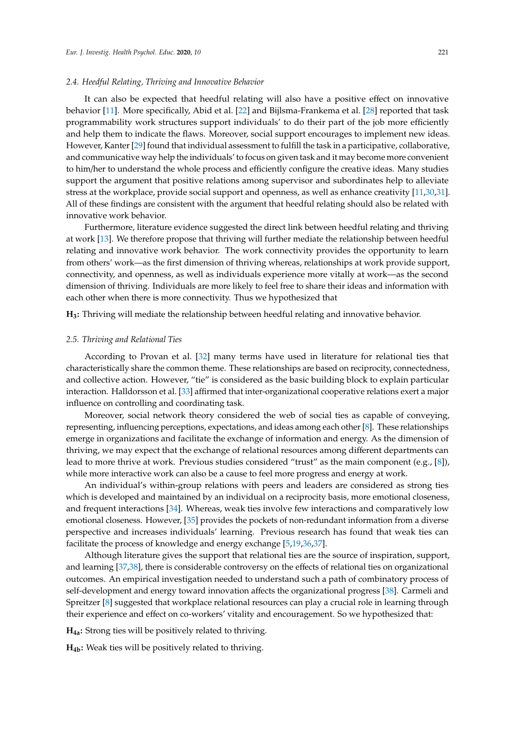### *2.4. Heedful Relating, Thriving and Innovative Behavior*

It can also be expected that heedful relating will also have a positive effect on innovative behavior [11]. More specifically, Abid et al. [22] and Bijlsma-Frankema et al. [28] reported that task programmability work structures support individuals' to do their part of the job more efficiently and help them to indicate the flaws. Moreover, social support encourages to implement new ideas. However, Kanter [29] found that individual assessment to fulfill the task in a participative, collaborative, and communicative way help the individuals' to focus on given task and it may become more convenient to him/her to understand the whole process and efficiently configure the creative ideas. Many studies support the argument that positive relations among supervisor and subordinates help to alleviate stress at the workplace, provide social support and openness, as well as enhance creativity [11,30,31]. All of these findings are consistent with the argument that heedful relating should also be related with innovative work behavior.

Furthermore, literature evidence suggested the direct link between heedful relating and thriving at work [13]. We therefore propose that thriving will further mediate the relationship between heedful relating and innovative work behavior. The work connectivity provides the opportunity to learn from others' work—as the first dimension of thriving whereas, relationships at work provide support, connectivity, and openness, as well as individuals experience more vitally at work—as the second dimension of thriving. Individuals are more likely to feel free to share their ideas and information with each other when there is more connectivity. Thus we hypothesized that

**$H_3$:** Thriving will mediate the relationship between heedful relating and innovative behavior.

### *2.5. Thriving and Relational Ties*

According to Provan et al. [32] many terms have used in literature for relational ties that characteristically share the common theme. These relationships are based on reciprocity, connectedness, and collective action. However, "tie" is considered as the basic building block to explain particular interaction. Halldorsson et al. [33] affirmed that inter-organizational cooperative relations exert a major influence on controlling and coordinating task.

Moreover, social network theory considered the web of social ties as capable of conveying, representing, influencing perceptions, expectations, and ideas among each other [8]. These relationships emerge in organizations and facilitate the exchange of information and energy. As the dimension of thriving, we may expect that the exchange of relational resources among different departments can lead to more thrive at work. Previous studies considered "trust" as the main component (e.g., [8]), while more interactive work can also be a cause to feel more progress and energy at work.

An individual's within-group relations with peers and leaders are considered as strong ties which is developed and maintained by an individual on a reciprocity basis, more emotional closeness, and frequent interactions [34]. Whereas, weak ties involve few interactions and comparatively low emotional closeness. However, [35] provides the pockets of non-redundant information from a diverse perspective and increases individuals' learning. Previous research has found that weak ties can facilitate the process of knowledge and energy exchange [5,19,36,37].

Although literature gives the support that relational ties are the source of inspiration, support, and learning [37,38], there is considerable controversy on the effects of relational ties on organizational outcomes. An empirical investigation needed to understand such a path of combinatory process of self-development and energy toward innovation affects the organizational progress [38]. Carmeli and Spreitzer [8] suggested that workplace relational resources can play a crucial role in learning through their experience and effect on co-workers' vitality and encouragement. So we hypothesized that:

**$H_{4a}$:** Strong ties will be positively related to thriving.

**$H_{4b}$:** Weak ties will be positively related to thriving.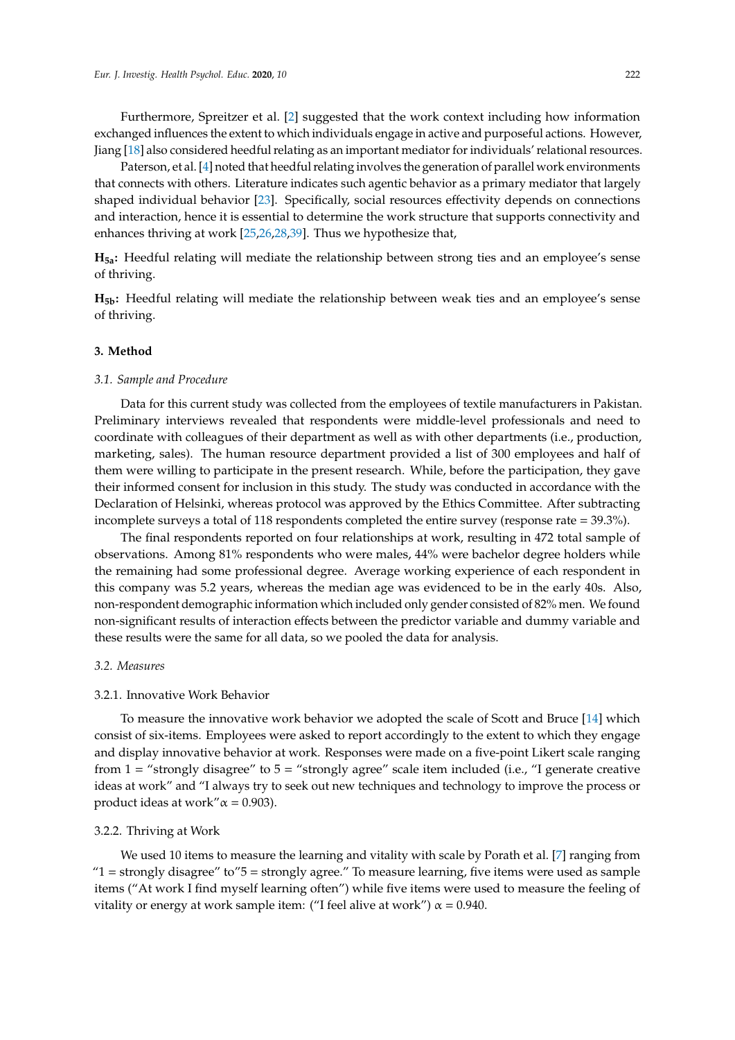Furthermore, Spreitzer et al. [2] suggested that the work context including how information exchanged influences the extent to which individuals engage in active and purposeful actions. However, Jiang [18] also considered heedful relating as an important mediator for individuals' relational resources.

Paterson, et al. [4] noted that heedful relating involves the generation of parallel work environments that connects with others. Literature indicates such agentic behavior as a primary mediator that largely shaped individual behavior [23]. Specifically, social resources effectivity depends on connections and interaction, hence it is essential to determine the work structure that supports connectivity and enhances thriving at work [25,26,28,39]. Thus we hypothesize that,

**$H_{5a}$:** Heedful relating will mediate the relationship between strong ties and an employee's sense of thriving.

**$H_{5b}$:** Heedful relating will mediate the relationship between weak ties and an employee's sense of thriving.

## 3. Method

### *3.1. Sample and Procedure*

Data for this current study was collected from the employees of textile manufacturers in Pakistan. Preliminary interviews revealed that respondents were middle-level professionals and need to coordinate with colleagues of their department as well as with other departments (i.e., production, marketing, sales). The human resource department provided a list of 300 employees and half of them were willing to participate in the present research. While, before the participation, they gave their informed consent for inclusion in this study. The study was conducted in accordance with the Declaration of Helsinki, whereas protocol was approved by the Ethics Committee. After subtracting incomplete surveys a total of 118 respondents completed the entire survey (response rate = 39.3%).

The final respondents reported on four relationships at work, resulting in 472 total sample of observations. Among 81% respondents who were males, 44% were bachelor degree holders while the remaining had some professional degree. Average working experience of each respondent in this company was 5.2 years, whereas the median age was evidenced to be in the early 40s. Also, non-respondent demographic information which included only gender consisted of 82% men. We found non-significant results of interaction effects between the predictor variable and dummy variable and these results were the same for all data, so we pooled the data for analysis.

### *3.2. Measures*

#### 3.2.1. Innovative Work Behavior

To measure the innovative work behavior we adopted the scale of Scott and Bruce [14] which consist of six-items. Employees were asked to report accordingly to the extent to which they engage and display innovative behavior at work. Responses were made on a five-point Likert scale ranging from 1 = "strongly disagree" to 5 = "strongly agree" scale item included (i.e., "I generate creative ideas at work" and "I always try to seek out new techniques and technology to improve the process or product ideas at work" $\alpha = 0.903$).

#### 3.2.2. Thriving at Work

We used 10 items to measure the learning and vitality with scale by Porath et al. [7] ranging from "1 = strongly disagree" to"5 = strongly agree." To measure learning, five items were used as sample items ("At work I find myself learning often") while five items were used to measure the feeling of vitality or energy at work sample item: ("I feel alive at work") $\alpha = 0.940$.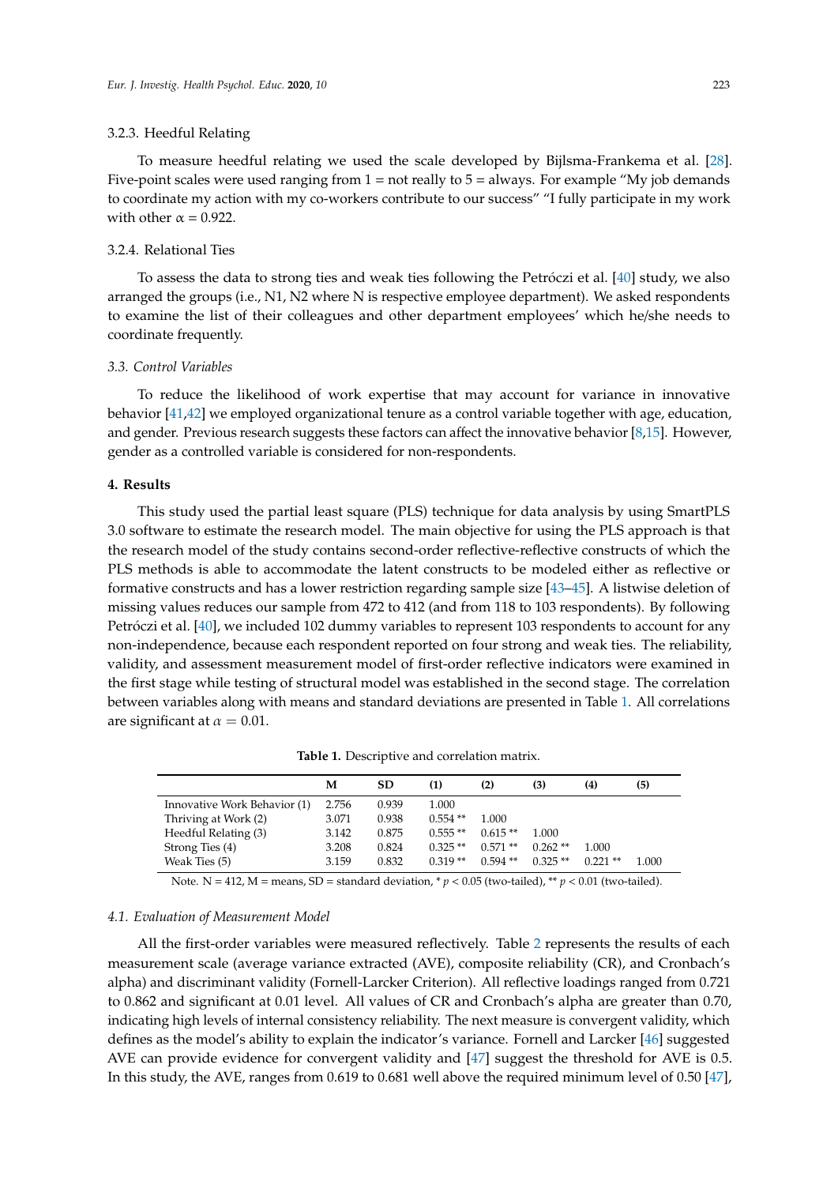#### 3.2.3. Heedful Relating

To measure heedful relating we used the scale developed by Bijlsma-Frankema et al. [28]. Five-point scales were used ranging from 1 = not really to 5 = always. For example "My job demands to coordinate my action with my co-workers contribute to our success" "I fully participate in my work with other $\alpha = 0.922$.

#### 3.2.4. Relational Ties

To assess the data to strong ties and weak ties following the Petróczi et al. [40] study, we also arranged the groups (i.e., N1, N2 where N is respective employee department). We asked respondents to examine the list of their colleagues and other department employees' which he/she needs to coordinate frequently.

### *3.3. Control Variables*

To reduce the likelihood of work expertise that may account for variance in innovative behavior [41,42] we employed organizational tenure as a control variable together with age, education, and gender. Previous research suggests these factors can affect the innovative behavior [8,15]. However, gender as a controlled variable is considered for non-respondents.

## 4. Results

This study used the partial least square (PLS) technique for data analysis by using SmartPLS 3.0 software to estimate the research model. The main objective for using the PLS approach is that the research model of the study contains second-order reflective-reflective constructs of which the PLS methods is able to accommodate the latent constructs to be modeled either as reflective or formative constructs and has a lower restriction regarding sample size [43–45]. A listwise deletion of missing values reduces our sample from 472 to 412 (and from 118 to 103 respondents). By following Petróczi et al. [40], we included 102 dummy variables to represent 103 respondents to account for any non-independence, because each respondent reported on four strong and weak ties. The reliability, validity, and assessment measurement model of first-order reflective indicators were examined in the first stage while testing of structural model was established in the second stage. The correlation between variables along with means and standard deviations are presented in Table 1. All correlations are significant at $\alpha = 0.01$.

**Table 1.** Descriptive and correlation matrix.

| | M | SD | (1) | (2) | (3) | (4) | (5) |
|---|---|---|---|---|---|---|---|
| Innovative Work Behavior (1) | 2.756 | 0.939 | 1.000 | | | | |
| Thriving at Work (2) | 3.071 | 0.938 | 0.554 ** | 1.000 | | | |
| Heedful Relating (3) | 3.142 | 0.875 | 0.555 ** | 0.615 ** | 1.000 | | |
| Strong Ties (4) | 3.208 | 0.824 | 0.325 ** | 0.571 ** | 0.262 ** | 1.000 | |
| Weak Ties (5) | 3.159 | 0.832 | 0.319 ** | 0.594 ** | 0.325 ** | 0.221 ** | 1.000 |

Note. N = 412, M = means, SD = standard deviation, * $p < 0.05$ (two-tailed), ** $p < 0.01$ (two-tailed).

### *4.1. Evaluation of Measurement Model*

All the first-order variables were measured reflectively. Table 2 represents the results of each measurement scale (average variance extracted (AVE), composite reliability (CR), and Cronbach's alpha) and discriminant validity (Fornell-Larcker Criterion). All reflective loadings ranged from 0.721 to 0.862 and significant at 0.01 level. All values of CR and Cronbach's alpha are greater than 0.70, indicating high levels of internal consistency reliability. The next measure is convergent validity, which defines as the model's ability to explain the indicator's variance. Fornell and Larcker [46] suggested AVE can provide evidence for convergent validity and [47] suggest the threshold for AVE is 0.5. In this study, the AVE, ranges from 0.619 to 0.681 well above the required minimum level of 0.50 [47],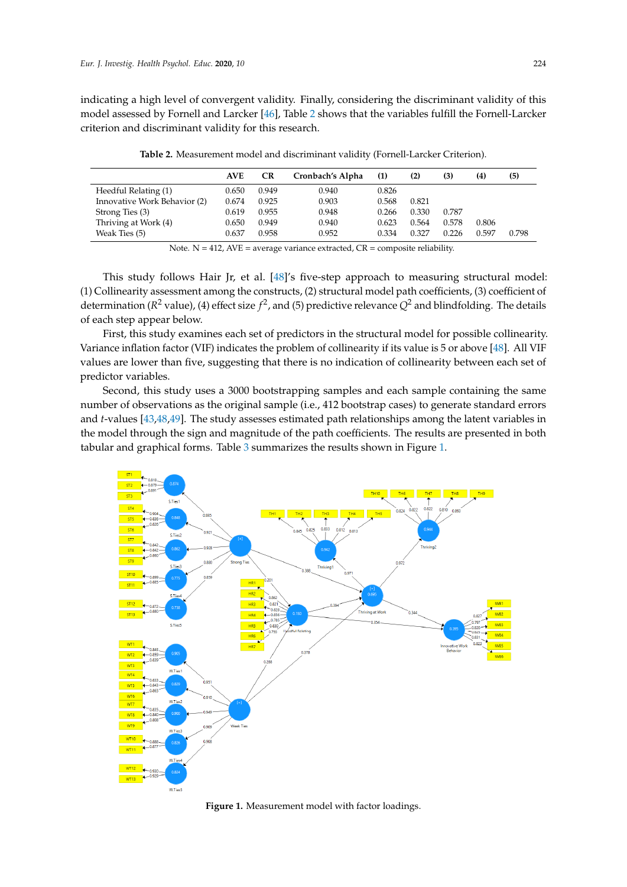indicating a high level of convergent validity. Finally, considering the discriminant validity of this model assessed by Fornell and Larcker [46], Table 2 shows that the variables fulfill the Fornell-Larcker criterion and discriminant validity for this research.

**Table 2.** Measurement model and discriminant validity (Fornell-Larcker Criterion).

| | AVE | CR | Cronbach's Alpha | (1) | (2) | (3) | (4) | (5) |
|---|---|---|---|---|---|---|---|---|
| Heedful Relating (1) | 0.650 | 0.949 | 0.940 | 0.826 | | | | |
| Innovative Work Behavior (2) | 0.674 | 0.925 | 0.903 | 0.568 | 0.821 | | | |
| Strong Ties (3) | 0.619 | 0.955 | 0.948 | 0.266 | 0.330 | 0.787 | | |
| Thriving at Work (4) | 0.650 | 0.949 | 0.940 | 0.623 | 0.564 | 0.578 | 0.806 | |
| Weak Ties (5) | 0.637 | 0.958 | 0.952 | 0.334 | 0.327 | 0.226 | 0.597 | 0.798 |

Note. N = 412, AVE = average variance extracted, CR = composite reliability.

This study follows Hair Jr, et al. [48]'s five-step approach to measuring structural model: (1) Collinearity assessment among the constructs, (2) structural model path coefficients, (3) coefficient of determination ($R^2$ value), (4) effect size $f^2$, and (5) predictive relevance $Q^2$ and blindfolding. The details of each step appear below.

First, this study examines each set of predictors in the structural model for possible collinearity. Variance inflation factor (VIF) indicates the problem of collinearity if its value is 5 or above [48]. All VIF values are lower than five, suggesting that there is no indication of collinearity between each set of predictor variables.

Second, this study uses a 3000 bootstrapping samples and each sample containing the same number of observations as the original sample (i.e., 412 bootstrap cases) to generate standard errors and *t*-values [43,48,49]. The study assesses estimated path relationships among the latent variables in the model through the sign and magnitude of the path coefficients. The results are presented in both tabular and graphical forms. Table 3 summarizes the results shown in Figure 1.

**Figure 1.** Measurement model with factor loadings.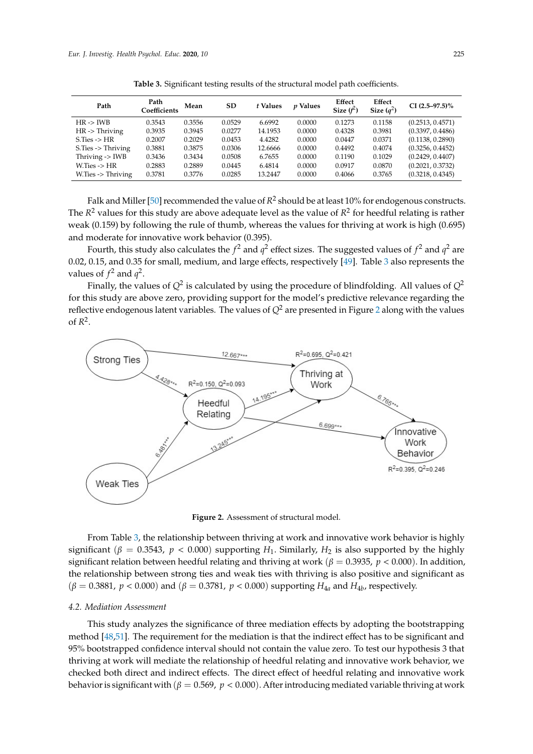**Table 3.** Significant testing results of the structural model path coefficients.

| Path | Path Coefficients | Mean | SD | *t* Values | *p* Values | Effect Size ($f^2$) | Effect Size ($q^2$) | CI (2.5–97.5)% |
|---|---|---|---|---|---|---|---|---|
| HR -> IWB | 0.3543 | 0.3556 | 0.0529 | 6.6992 | 0.0000 | 0.1273 | 0.1158 | (0.2513, 0.4571) |
| HR -> Thriving | 0.3935 | 0.3945 | 0.0277 | 14.1953 | 0.0000 | 0.4328 | 0.3981 | (0.3397, 0.4486) |
| S.Ties -> HR | 0.2007 | 0.2029 | 0.0453 | 4.4282 | 0.0000 | 0.0447 | 0.0371 | (0.1138, 0.2890) |
| S.Ties -> Thriving | 0.3881 | 0.3875 | 0.0306 | 12.6666 | 0.0000 | 0.4492 | 0.4074 | (0.3256, 0.4452) |
| Thriving -> IWB | 0.3436 | 0.3434 | 0.0508 | 6.7655 | 0.0000 | 0.1190 | 0.1029 | (0.2429, 0.4407) |
| W.Ties -> HR | 0.2883 | 0.2889 | 0.0445 | 6.4814 | 0.0000 | 0.0917 | 0.0870 | (0.2021, 0.3732) |
| W.Ties -> Thriving | 0.3781 | 0.3776 | 0.0285 | 13.2447 | 0.0000 | 0.4066 | 0.3765 | (0.3218, 0.4345) |

Falk and Miller [50] recommended the value of $R^2$ should be at least 10% for endogenous constructs. The $R^2$ values for this study are above adequate level as the value of $R^2$ for heedful relating is rather weak (0.159) by following the rule of thumb, whereas the values for thriving at work is high (0.695) and moderate for innovative work behavior (0.395).

Fourth, this study also calculates the $f^2$ and $q^2$ effect sizes. The suggested values of $f^2$ and $q^2$ are 0.02, 0.15, and 0.35 for small, medium, and large effects, respectively [49]. Table 3 also represents the values of $f^2$ and $q^2$.

Finally, the values of $Q^2$ is calculated by using the procedure of blindfolding. All values of $Q^2$ for this study are above zero, providing support for the model's predictive relevance regarding the reflective endogenous latent variables. The values of $Q^2$ are presented in Figure 2 along with the values of $R^2$.

**Figure 2.** Assessment of structural model.

From Table 3, the relationship between thriving at work and innovative work behavior is highly significant ($\beta = 0.3543$, $p < 0.000$) supporting $H_1$. Similarly, $H_2$ is also supported by the highly significant relation between heedful relating and thriving at work ($\beta = 0.3935$, $p < 0.000$). In addition, the relationship between strong ties and weak ties with thriving is also positive and significant as ($\beta = 0.3881$, $p < 0.000$) and ($\beta = 0.3781$, $p < 0.000$) supporting $H_{4a}$ and $H_{4b}$, respectively.

### 4.2. Mediation Assessment

This study analyzes the significance of three mediation effects by adopting the bootstrapping method [48,51]. The requirement for the mediation is that the indirect effect has to be significant and 95% bootstrapped confidence interval should not contain the value zero. To test our hypothesis 3 that thriving at work will mediate the relationship of heedful relating and innovative work behavior, we checked both direct and indirect effects. The direct effect of heedful relating and innovative work behavior is significant with ($\beta = 0.569$, $p < 0.000$). After introducing mediated variable thriving at work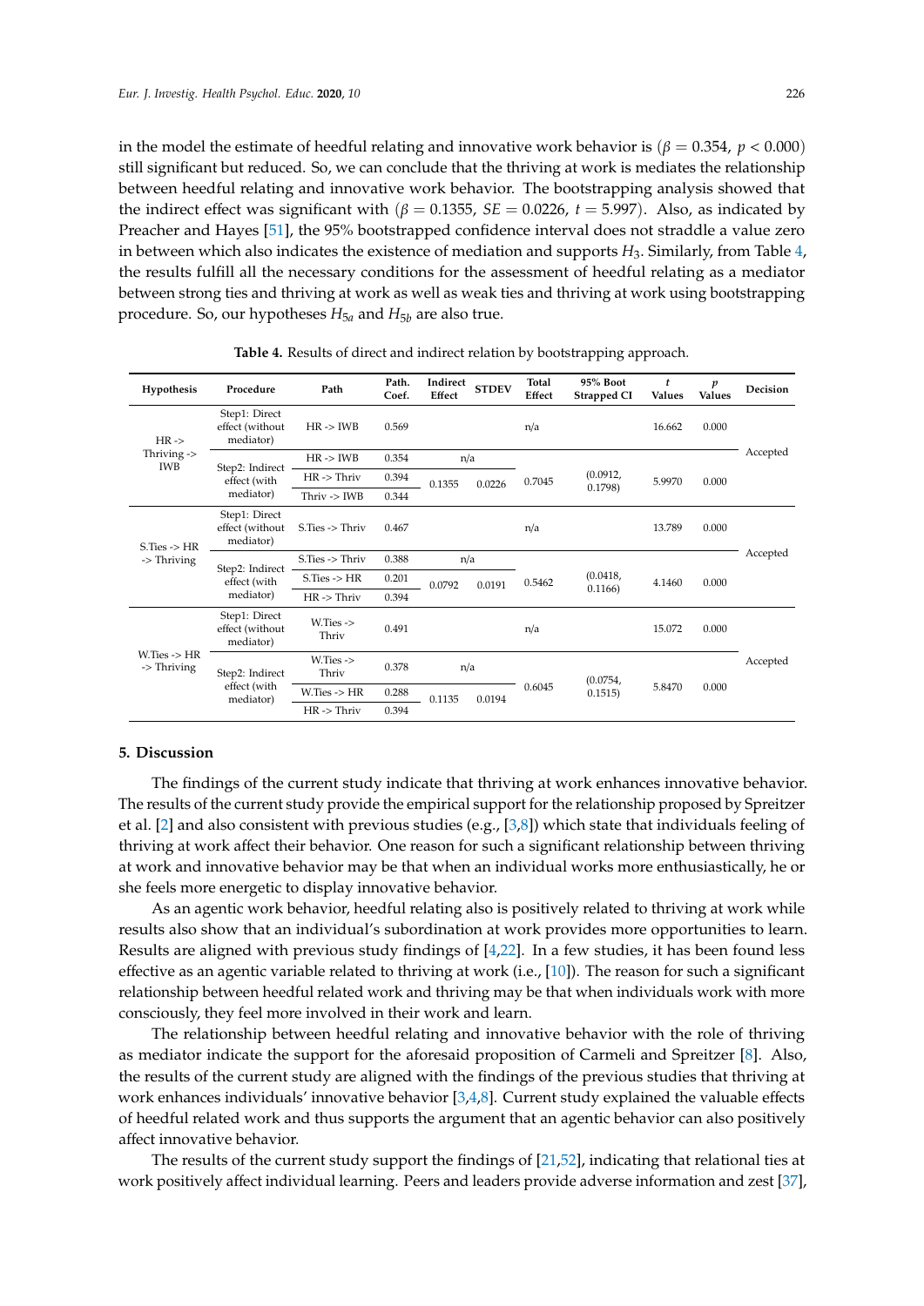in the model the estimate of heedful relating and innovative work behavior is ($\beta = 0.354$, $p < 0.000$) still significant but reduced. So, we can conclude that the thriving at work is mediates the relationship between heedful relating and innovative work behavior. The bootstrapping analysis showed that the indirect effect was significant with ($\beta = 0.1355$, $SE = 0.0226$, $t = 5.997$). Also, as indicated by Preacher and Hayes [51], the 95% bootstrapped confidence interval does not straddle a value zero in between which also indicates the existence of mediation and supports $H_3$. Similarly, from Table 4, the results fulfill all the necessary conditions for the assessment of heedful relating as a mediator between strong ties and thriving at work as well as weak ties and thriving at work using bootstrapping procedure. So, our hypotheses $H_{5a}$ and $H_{5b}$ are also true.

**Table 4.** Results of direct and indirect relation by bootstrapping approach.

| Hypothesis | Procedure | Path | Path. Coef. | Indirect Effect | STDEV | Total Effect | 95% Boot Strapped CI | *t* Values | *p* Values | Decision |
|---|---|---|---|---|---|---|---|---|---|---|
| HR -> Thriving -> IWB | Step1: Direct effect (without mediator) | HR -> IWB | 0.569 | | | n/a | | 16.662 | 0.000 | Accepted |
| | Step2: Indirect effect (with mediator) | HR -> IWB | 0.354 | n/a | | 0.7045 | (0.0912, 0.1798) | 5.9970 | 0.000 | |
| | | HR -> Thriv | 0.394 | 0.1355 | 0.0226 | | | | | |
| | | Thriv -> IWB | 0.344 | | | | | | | |
| S.Ties -> HR -> Thriving | Step1: Direct effect (without mediator) | S.Ties -> Thriv | 0.467 | | | n/a | | 13.789 | 0.000 | Accepted |
| | Step2: Indirect effect (with mediator) | S.Ties -> Thriv | 0.388 | n/a | | 0.5462 | (0.0418, 0.1166) | 4.1460 | 0.000 | |
| | | S.Ties -> HR | 0.201 | 0.0792 | 0.0191 | | | | | |
| | | HR -> Thriv | 0.394 | | | | | | | |
| W.Ties -> HR -> Thriving | Step1: Direct effect (without mediator) | W.Ties -> Thriv | 0.491 | | | n/a | | 15.072 | 0.000 | Accepted |
| | Step2: Indirect effect (with mediator) | W.Ties -> Thriv | 0.378 | n/a | | 0.6045 | (0.0754, 0.1515) | 5.8470 | 0.000 | |
| | | W.Ties -> HR | 0.288 | 0.1135 | 0.0194 | | | | | |
| | | HR -> Thriv | 0.394 | | | | | | | |

## 5. Discussion

The findings of the current study indicate that thriving at work enhances innovative behavior. The results of the current study provide the empirical support for the relationship proposed by Spreitzer et al. [2] and also consistent with previous studies (e.g., [3,8]) which state that individuals feeling of thriving at work affect their behavior. One reason for such a significant relationship between thriving at work and innovative behavior may be that when an individual works more enthusiastically, he or she feels more energetic to display innovative behavior.

As an agentic work behavior, heedful relating also is positively related to thriving at work while results also show that an individual's subordination at work provides more opportunities to learn. Results are aligned with previous study findings of [4,22]. In a few studies, it has been found less effective as an agentic variable related to thriving at work (i.e., [10]). The reason for such a significant relationship between heedful related work and thriving may be that when individuals work with more consciously, they feel more involved in their work and learn.

The relationship between heedful relating and innovative behavior with the role of thriving as mediator indicate the support for the aforesaid proposition of Carmeli and Spreitzer [8]. Also, the results of the current study are aligned with the findings of the previous studies that thriving at work enhances individuals' innovative behavior [3,4,8]. Current study explained the valuable effects of heedful related work and thus supports the argument that an agentic behavior can also positively affect innovative behavior.

The results of the current study support the findings of [21,52], indicating that relational ties at work positively affect individual learning. Peers and leaders provide adverse information and zest [37],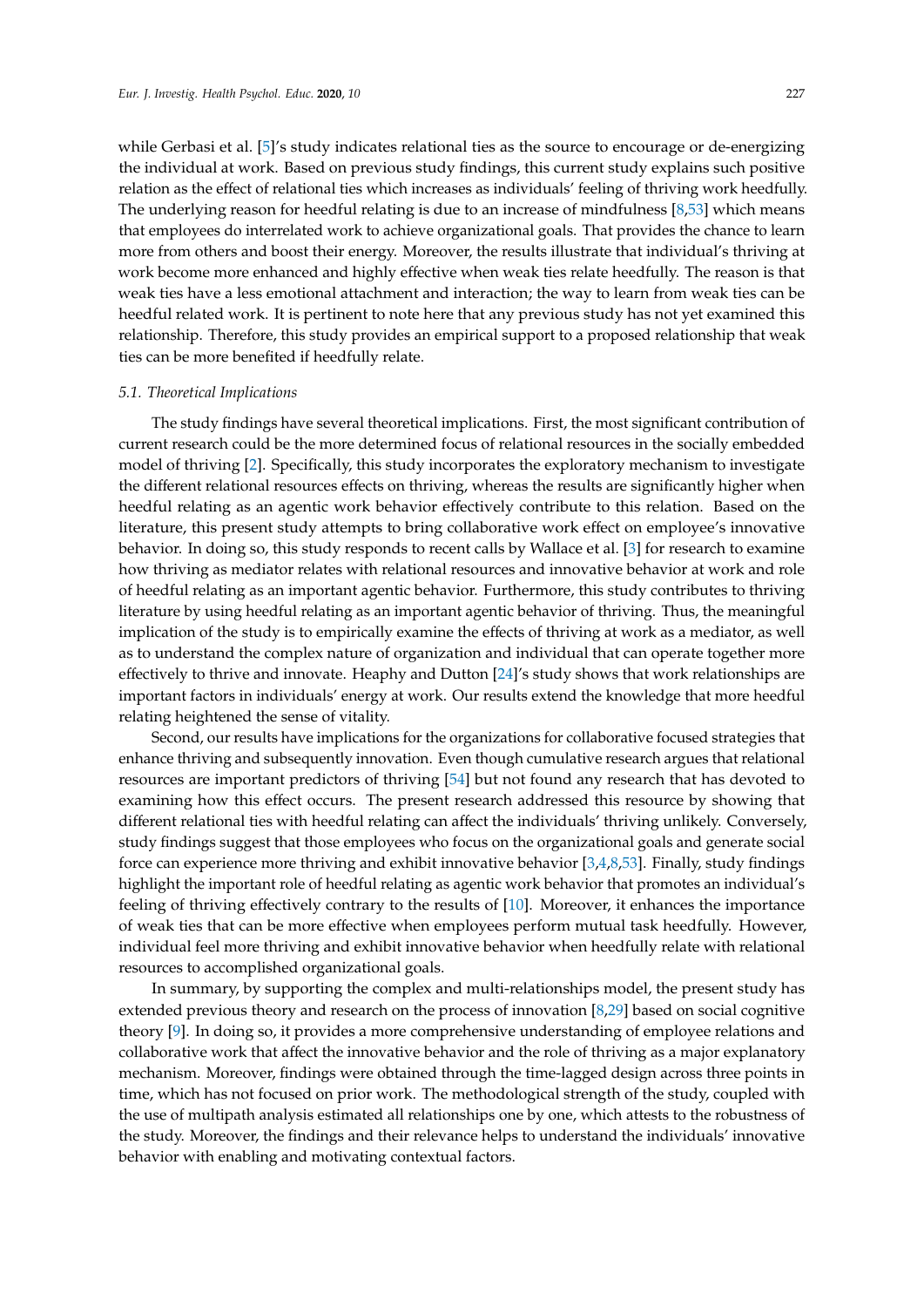while Gerbasi et al. [5]'s study indicates relational ties as the source to encourage or de-energizing the individual at work. Based on previous study findings, this current study explains such positive relation as the effect of relational ties which increases as individuals' feeling of thriving work heedfully. The underlying reason for heedful relating is due to an increase of mindfulness [8,53] which means that employees do interrelated work to achieve organizational goals. That provides the chance to learn more from others and boost their energy. Moreover, the results illustrate that individual's thriving at work become more enhanced and highly effective when weak ties relate heedfully. The reason is that weak ties have a less emotional attachment and interaction; the way to learn from weak ties can be heedful related work. It is pertinent to note here that any previous study has not yet examined this relationship. Therefore, this study provides an empirical support to a proposed relationship that weak ties can be more benefited if heedfully relate.

### *5.1. Theoretical Implications*

The study findings have several theoretical implications. First, the most significant contribution of current research could be the more determined focus of relational resources in the socially embedded model of thriving [2]. Specifically, this study incorporates the exploratory mechanism to investigate the different relational resources effects on thriving, whereas the results are significantly higher when heedful relating as an agentic work behavior effectively contribute to this relation. Based on the literature, this present study attempts to bring collaborative work effect on employee's innovative behavior. In doing so, this study responds to recent calls by Wallace et al. [3] for research to examine how thriving as mediator relates with relational resources and innovative behavior at work and role of heedful relating as an important agentic behavior. Furthermore, this study contributes to thriving literature by using heedful relating as an important agentic behavior of thriving. Thus, the meaningful implication of the study is to empirically examine the effects of thriving at work as a mediator, as well as to understand the complex nature of organization and individual that can operate together more effectively to thrive and innovate. Heaphy and Dutton [24]'s study shows that work relationships are important factors in individuals' energy at work. Our results extend the knowledge that more heedful relating heightened the sense of vitality.

Second, our results have implications for the organizations for collaborative focused strategies that enhance thriving and subsequently innovation. Even though cumulative research argues that relational resources are important predictors of thriving [54] but not found any research that has devoted to examining how this effect occurs. The present research addressed this resource by showing that different relational ties with heedful relating can affect the individuals' thriving unlikely. Conversely, study findings suggest that those employees who focus on the organizational goals and generate social force can experience more thriving and exhibit innovative behavior [3,4,8,53]. Finally, study findings highlight the important role of heedful relating as agentic work behavior that promotes an individual's feeling of thriving effectively contrary to the results of [10]. Moreover, it enhances the importance of weak ties that can be more effective when employees perform mutual task heedfully. However, individual feel more thriving and exhibit innovative behavior when heedfully relate with relational resources to accomplished organizational goals.

In summary, by supporting the complex and multi-relationships model, the present study has extended previous theory and research on the process of innovation [8,29] based on social cognitive theory [9]. In doing so, it provides a more comprehensive understanding of employee relations and collaborative work that affect the innovative behavior and the role of thriving as a major explanatory mechanism. Moreover, findings were obtained through the time-lagged design across three points in time, which has not focused on prior work. The methodological strength of the study, coupled with the use of multipath analysis estimated all relationships one by one, which attests to the robustness of the study. Moreover, the findings and their relevance helps to understand the individuals' innovative behavior with enabling and motivating contextual factors.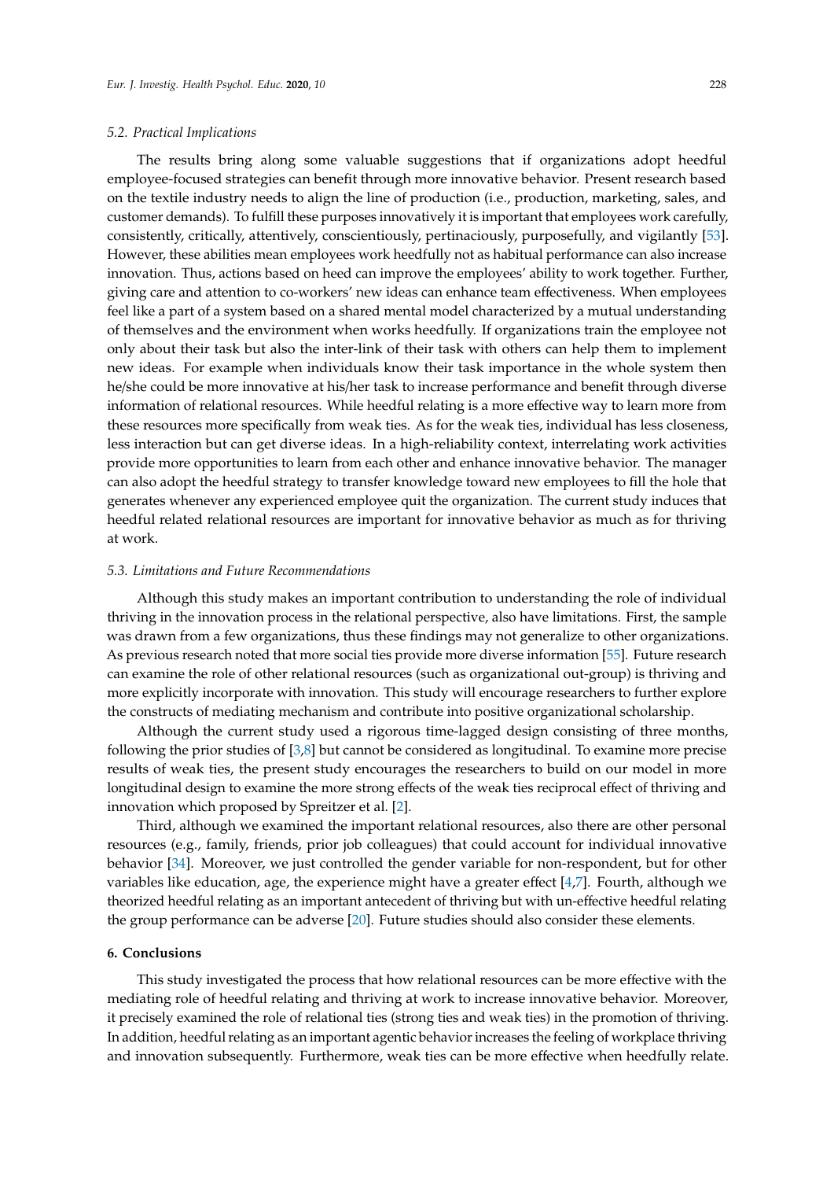### 5.2. Practical Implications

The results bring along some valuable suggestions that if organizations adopt heedful employee-focused strategies can benefit through more innovative behavior. Present research based on the textile industry needs to align the line of production (i.e., production, marketing, sales, and customer demands). To fulfill these purposes innovatively it is important that employees work carefully, consistently, critically, attentively, conscientiously, pertinaciously, purposefully, and vigilantly [53]. However, these abilities mean employees work heedfully not as habitual performance can also increase innovation. Thus, actions based on heed can improve the employees' ability to work together. Further, giving care and attention to co-workers' new ideas can enhance team effectiveness. When employees feel like a part of a system based on a shared mental model characterized by a mutual understanding of themselves and the environment when works heedfully. If organizations train the employee not only about their task but also the inter-link of their task with others can help them to implement new ideas. For example when individuals know their task importance in the whole system then he/she could be more innovative at his/her task to increase performance and benefit through diverse information of relational resources. While heedful relating is a more effective way to learn more from these resources more specifically from weak ties. As for the weak ties, individual has less closeness, less interaction but can get diverse ideas. In a high-reliability context, interrelating work activities provide more opportunities to learn from each other and enhance innovative behavior. The manager can also adopt the heedful strategy to transfer knowledge toward new employees to fill the hole that generates whenever any experienced employee quit the organization. The current study induces that heedful related relational resources are important for innovative behavior as much as for thriving at work.

### 5.3. Limitations and Future Recommendations

Although this study makes an important contribution to understanding the role of individual thriving in the innovation process in the relational perspective, also have limitations. First, the sample was drawn from a few organizations, thus these findings may not generalize to other organizations. As previous research noted that more social ties provide more diverse information [55]. Future research can examine the role of other relational resources (such as organizational out-group) is thriving and more explicitly incorporate with innovation. This study will encourage researchers to further explore the constructs of mediating mechanism and contribute into positive organizational scholarship.

Although the current study used a rigorous time-lagged design consisting of three months, following the prior studies of [3,8] but cannot be considered as longitudinal. To examine more precise results of weak ties, the present study encourages the researchers to build on our model in more longitudinal design to examine the more strong effects of the weak ties reciprocal effect of thriving and innovation which proposed by Spreitzer et al. [2].

Third, although we examined the important relational resources, also there are other personal resources (e.g., family, friends, prior job colleagues) that could account for individual innovative behavior [34]. Moreover, we just controlled the gender variable for non-respondent, but for other variables like education, age, the experience might have a greater effect [4,7]. Fourth, although we theorized heedful relating as an important antecedent of thriving but with un-effective heedful relating the group performance can be adverse [20]. Future studies should also consider these elements.

## 6. Conclusions

This study investigated the process that how relational resources can be more effective with the mediating role of heedful relating and thriving at work to increase innovative behavior. Moreover, it precisely examined the role of relational ties (strong ties and weak ties) in the promotion of thriving. In addition, heedful relating as an important agentic behavior increases the feeling of workplace thriving and innovation subsequently. Furthermore, weak ties can be more effective when heedfully relate.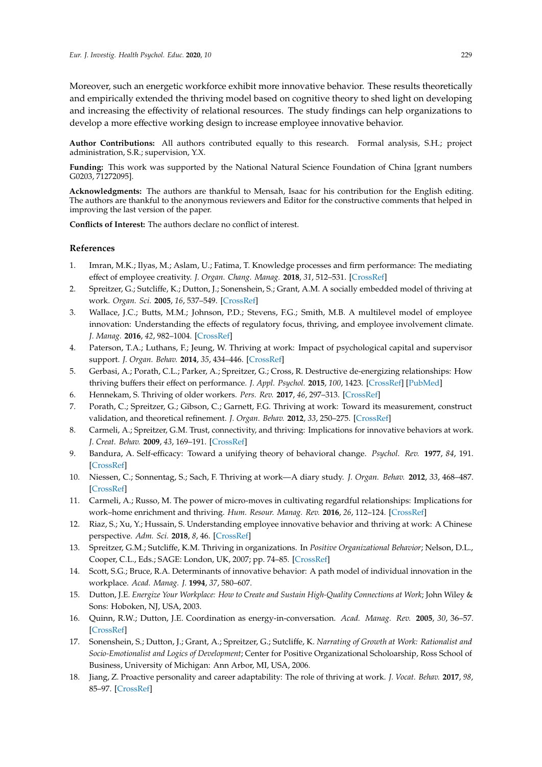Moreover, such an energetic workforce exhibit more innovative behavior. These results theoretically and empirically extended the thriving model based on cognitive theory to shed light on developing and increasing the effectivity of relational resources. The study findings can help organizations to develop a more effective working design to increase employee innovative behavior.

**Author Contributions:** All authors contributed equally to this research. Formal analysis, S.H.; project administration, S.R.; supervision, Y.X.

**Funding:** This work was supported by the National Natural Science Foundation of China [grant numbers G0203, 71272095].

**Acknowledgments:** The authors are thankful to Mensah, Isaac for his contribution for the English editing. The authors are thankful to the anonymous reviewers and Editor for the constructive comments that helped in improving the last version of the paper.

**Conflicts of Interest:** The authors declare no conflict of interest.

## References

1. Imran, M.K.; Ilyas, M.; Aslam, U.; Fatima, T. Knowledge processes and firm performance: The mediating effect of employee creativity. *J. Organ. Chang. Manag.* **2018**, *31*, 512–531. [CrossRef]
2. Spreitzer, G.; Sutcliffe, K.; Dutton, J.; Sonenshein, S.; Grant, A.M. A socially embedded model of thriving at work. *Organ. Sci.* **2005**, *16*, 537–549. [CrossRef]
3. Wallace, J.C.; Butts, M.M.; Johnson, P.D.; Stevens, F.G.; Smith, M.B. A multilevel model of employee innovation: Understanding the effects of regulatory focus, thriving, and employee involvement climate. *J. Manag.* **2016**, *42*, 982–1004. [CrossRef]
4. Paterson, T.A.; Luthans, F.; Jeung, W. Thriving at work: Impact of psychological capital and supervisor support. *J. Organ. Behav.* **2014**, *35*, 434–446. [CrossRef]
5. Gerbasi, A.; Porath, C.L.; Parker, A.; Spreitzer, G.; Cross, R. Destructive de-energizing relationships: How thriving buffers their effect on performance. *J. Appl. Psychol.* **2015**, *100*, 1423. [CrossRef] [PubMed]
6. Hennekam, S. Thriving of older workers. *Pers. Rev.* **2017**, *46*, 297–313. [CrossRef]
7. Porath, C.; Spreitzer, G.; Gibson, C.; Garnett, F.G. Thriving at work: Toward its measurement, construct validation, and theoretical refinement. *J. Organ. Behav.* **2012**, *33*, 250–275. [CrossRef]
8. Carmeli, A.; Spreitzer, G.M. Trust, connectivity, and thriving: Implications for innovative behaviors at work. *J. Creat. Behav.* **2009**, *43*, 169–191. [CrossRef]
9. Bandura, A. Self-efficacy: Toward a unifying theory of behavioral change. *Psychol. Rev.* **1977**, *84*, 191. [CrossRef]
10. Niessen, C.; Sonnentag, S.; Sach, F. Thriving at work—A diary study. *J. Organ. Behav.* **2012**, *33*, 468–487. [CrossRef]
11. Carmeli, A.; Russo, M. The power of micro-moves in cultivating regardful relationships: Implications for work–home enrichment and thriving. *Hum. Resour. Manag. Rev.* **2016**, *26*, 112–124. [CrossRef]
12. Riaz, S.; Xu, Y.; Hussain, S. Understanding employee innovative behavior and thriving at work: A Chinese perspective. *Adm. Sci.* **2018**, *8*, 46. [CrossRef]
13. Spreitzer, G.M.; Sutcliffe, K.M. Thriving in organizations. In *Positive Organizational Behavior*; Nelson, D.L., Cooper, C.L., Eds.; SAGE: London, UK, 2007; pp. 74–85. [CrossRef]
14. Scott, S.G.; Bruce, R.A. Determinants of innovative behavior: A path model of individual innovation in the workplace. *Acad. Manag. J.* **1994**, *37*, 580–607.
15. Dutton, J.E. *Energize Your Workplace: How to Create and Sustain High-Quality Connections at Work*; John Wiley & Sons: Hoboken, NJ, USA, 2003.
16. Quinn, R.W.; Dutton, J.E. Coordination as energy-in-conversation. *Acad. Manag. Rev.* **2005**, *30*, 36–57. [CrossRef]
17. Sonenshein, S.; Dutton, J.; Grant, A.; Spreitzer, G.; Sutcliffe, K. *Narrating of Growth at Work: Rationalist and Socio-Emotionalist and Logics of Development*; Center for Positive Organizational Scholoarship, Ross School of Business, University of Michigan: Ann Arbor, MI, USA, 2006.
18. Jiang, Z. Proactive personality and career adaptability: The role of thriving at work. *J. Vocat. Behav.* **2017**, *98*, 85–97. [CrossRef]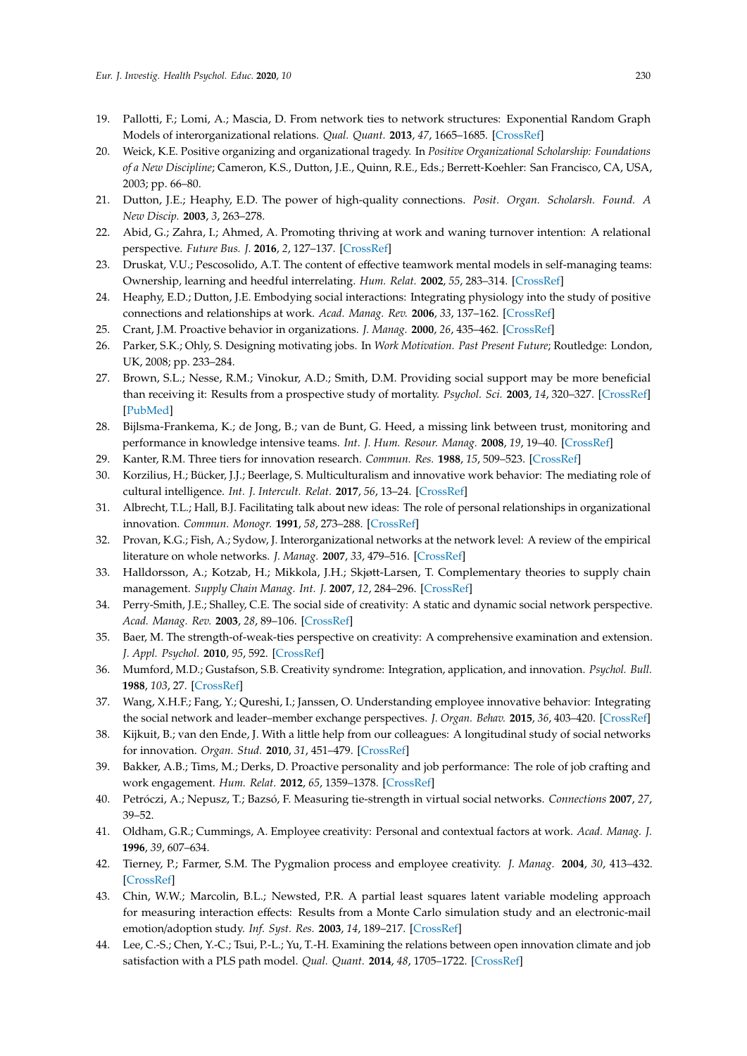19. Pallotti, F.; Lomi, A.; Mascia, D. From network ties to network structures: Exponential Random Graph Models of interorganizational relations. *Qual. Quant.* **2013**, *47*, 1665–1685. [CrossRef]
20. Weick, K.E. Positive organizing and organizational tragedy. In *Positive Organizational Scholarship: Foundations of a New Discipline*; Cameron, K.S., Dutton, J.E., Quinn, R.E., Eds.; Berrett-Koehler: San Francisco, CA, USA, 2003; pp. 66–80.
21. Dutton, J.E.; Heaphy, E.D. The power of high-quality connections. *Posit. Organ. Scholarsh. Found. A New Discip.* **2003**, *3*, 263–278.
22. Abid, G.; Zahra, I.; Ahmed, A. Promoting thriving at work and waning turnover intention: A relational perspective. *Future Bus. J.* **2016**, *2*, 127–137. [CrossRef]
23. Druskat, V.U.; Pescosolido, A.T. The content of effective teamwork mental models in self-managing teams: Ownership, learning and heedful interrelating. *Hum. Relat.* **2002**, *55*, 283–314. [CrossRef]
24. Heaphy, E.D.; Dutton, J.E. Embodying social interactions: Integrating physiology into the study of positive connections and relationships at work. *Acad. Manag. Rev.* **2006**, *33*, 137–162. [CrossRef]
25. Crant, J.M. Proactive behavior in organizations. *J. Manag.* **2000**, *26*, 435–462. [CrossRef]
26. Parker, S.K.; Ohly, S. Designing motivating jobs. In *Work Motivation. Past Present Future*; Routledge: London, UK, 2008; pp. 233–284.
27. Brown, S.L.; Nesse, R.M.; Vinokur, A.D.; Smith, D.M. Providing social support may be more beneficial than receiving it: Results from a prospective study of mortality. *Psychol. Sci.* **2003**, *14*, 320–327. [CrossRef] [PubMed]
28. Bijlsma-Frankema, K.; de Jong, B.; van de Bunt, G. Heed, a missing link between trust, monitoring and performance in knowledge intensive teams. *Int. J. Hum. Resour. Manag.* **2008**, *19*, 19–40. [CrossRef]
29. Kanter, R.M. Three tiers for innovation research. *Commun. Res.* **1988**, *15*, 509–523. [CrossRef]
30. Korzilius, H.; Bücker, J.J.; Beerlage, S. Multiculturalism and innovative work behavior: The mediating role of cultural intelligence. *Int. J. Intercult. Relat.* **2017**, *56*, 13–24. [CrossRef]
31. Albrecht, T.L.; Hall, B.J. Facilitating talk about new ideas: The role of personal relationships in organizational innovation. *Commun. Monogr.* **1991**, *58*, 273–288. [CrossRef]
32. Provan, K.G.; Fish, A.; Sydow, J. Interorganizational networks at the network level: A review of the empirical literature on whole networks. *J. Manag.* **2007**, *33*, 479–516. [CrossRef]
33. Halldorsson, A.; Kotzab, H.; Mikkola, J.H.; Skjøtt-Larsen, T. Complementary theories to supply chain management. *Supply Chain Manag. Int. J.* **2007**, *12*, 284–296. [CrossRef]
34. Perry-Smith, J.E.; Shalley, C.E. The social side of creativity: A static and dynamic social network perspective. *Acad. Manag. Rev.* **2003**, *28*, 89–106. [CrossRef]
35. Baer, M. The strength-of-weak-ties perspective on creativity: A comprehensive examination and extension. *J. Appl. Psychol.* **2010**, *95*, 592. [CrossRef]
36. Mumford, M.D.; Gustafson, S.B. Creativity syndrome: Integration, application, and innovation. *Psychol. Bull.* **1988**, *103*, 27. [CrossRef]
37. Wang, X.H.F.; Fang, Y.; Qureshi, I.; Janssen, O. Understanding employee innovative behavior: Integrating the social network and leader–member exchange perspectives. *J. Organ. Behav.* **2015**, *36*, 403–420. [CrossRef]
38. Kijkuit, B.; van den Ende, J. With a little help from our colleagues: A longitudinal study of social networks for innovation. *Organ. Stud.* **2010**, *31*, 451–479. [CrossRef]
39. Bakker, A.B.; Tims, M.; Derks, D. Proactive personality and job performance: The role of job crafting and work engagement. *Hum. Relat.* **2012**, *65*, 1359–1378. [CrossRef]
40. Petróczi, A.; Nepusz, T.; Bazsó, F. Measuring tie-strength in virtual social networks. *Connections* **2007**, *27*, 39–52.
41. Oldham, G.R.; Cummings, A. Employee creativity: Personal and contextual factors at work. *Acad. Manag. J.* **1996**, *39*, 607–634.
42. Tierney, P.; Farmer, S.M. The Pygmalion process and employee creativity. *J. Manag.* **2004**, *30*, 413–432. [CrossRef]
43. Chin, W.W.; Marcolin, B.L.; Newsted, P.R. A partial least squares latent variable modeling approach for measuring interaction effects: Results from a Monte Carlo simulation study and an electronic-mail emotion/adoption study. *Inf. Syst. Res.* **2003**, *14*, 189–217. [CrossRef]
44. Lee, C.-S.; Chen, Y.-C.; Tsui, P.-L.; Yu, T.-H. Examining the relations between open innovation climate and job satisfaction with a PLS path model. *Qual. Quant.* **2014**, *48*, 1705–1722. [CrossRef]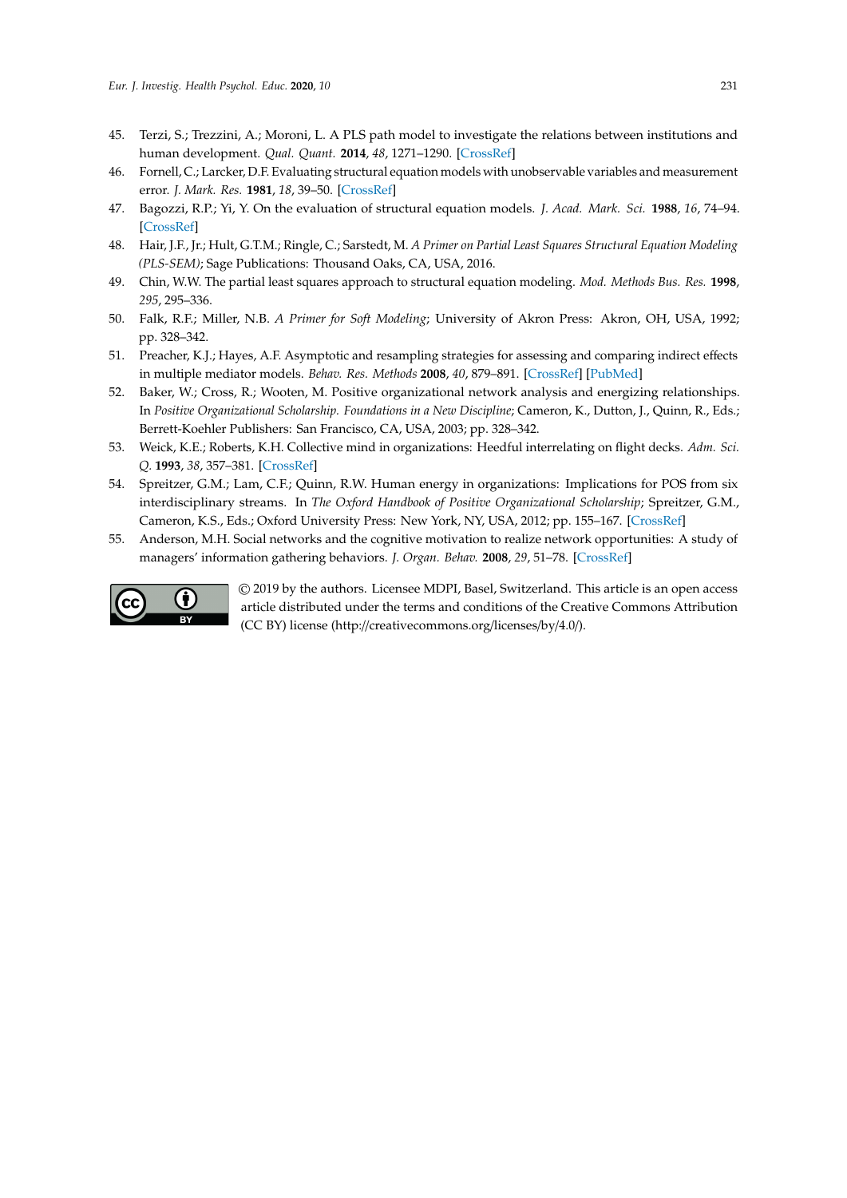45. Terzi, S.; Trezzini, A.; Moroni, L. A PLS path model to investigate the relations between institutions and human development. *Qual. Quant.* **2014**, *48*, 1271–1290. [CrossRef]
46. Fornell, C.; Larcker, D.F. Evaluating structural equation models with unobservable variables and measurement error. *J. Mark. Res.* **1981**, *18*, 39–50. [CrossRef]
47. Bagozzi, R.P.; Yi, Y. On the evaluation of structural equation models. *J. Acad. Mark. Sci.* **1988**, *16*, 74–94. [CrossRef]
48. Hair, J.F., Jr.; Hult, G.T.M.; Ringle, C.; Sarstedt, M. *A Primer on Partial Least Squares Structural Equation Modeling (PLS-SEM)*; Sage Publications: Thousand Oaks, CA, USA, 2016.
49. Chin, W.W. The partial least squares approach to structural equation modeling. *Mod. Methods Bus. Res.* **1998**, *295*, 295–336.
50. Falk, R.F.; Miller, N.B. *A Primer for Soft Modeling*; University of Akron Press: Akron, OH, USA, 1992; pp. 328–342.
51. Preacher, K.J.; Hayes, A.F. Asymptotic and resampling strategies for assessing and comparing indirect effects in multiple mediator models. *Behav. Res. Methods* **2008**, *40*, 879–891. [CrossRef] [PubMed]
52. Baker, W.; Cross, R.; Wooten, M. Positive organizational network analysis and energizing relationships. In *Positive Organizational Scholarship. Foundations in a New Discipline*; Cameron, K., Dutton, J., Quinn, R., Eds.; Berrett-Koehler Publishers: San Francisco, CA, USA, 2003; pp. 328–342.
53. Weick, K.E.; Roberts, K.H. Collective mind in organizations: Heedful interrelating on flight decks. *Adm. Sci. Q.* **1993**, *38*, 357–381. [CrossRef]
54. Spreitzer, G.M.; Lam, C.F.; Quinn, R.W. Human energy in organizations: Implications for POS from six interdisciplinary streams. In *The Oxford Handbook of Positive Organizational Scholarship*; Spreitzer, G.M., Cameron, K.S., Eds.; Oxford University Press: New York, NY, USA, 2012; pp. 155–167. [CrossRef]
55. Anderson, M.H. Social networks and the cognitive motivation to realize network opportunities: A study of managers' information gathering behaviors. *J. Organ. Behav.* **2008**, *29*, 51–78. [CrossRef]

© 2019 by the authors. Licensee MDPI, Basel, Switzerland. This article is an open access article distributed under the terms and conditions of the Creative Commons Attribution (CC BY) license (http://creativecommons.org/licenses/by/4.0/).